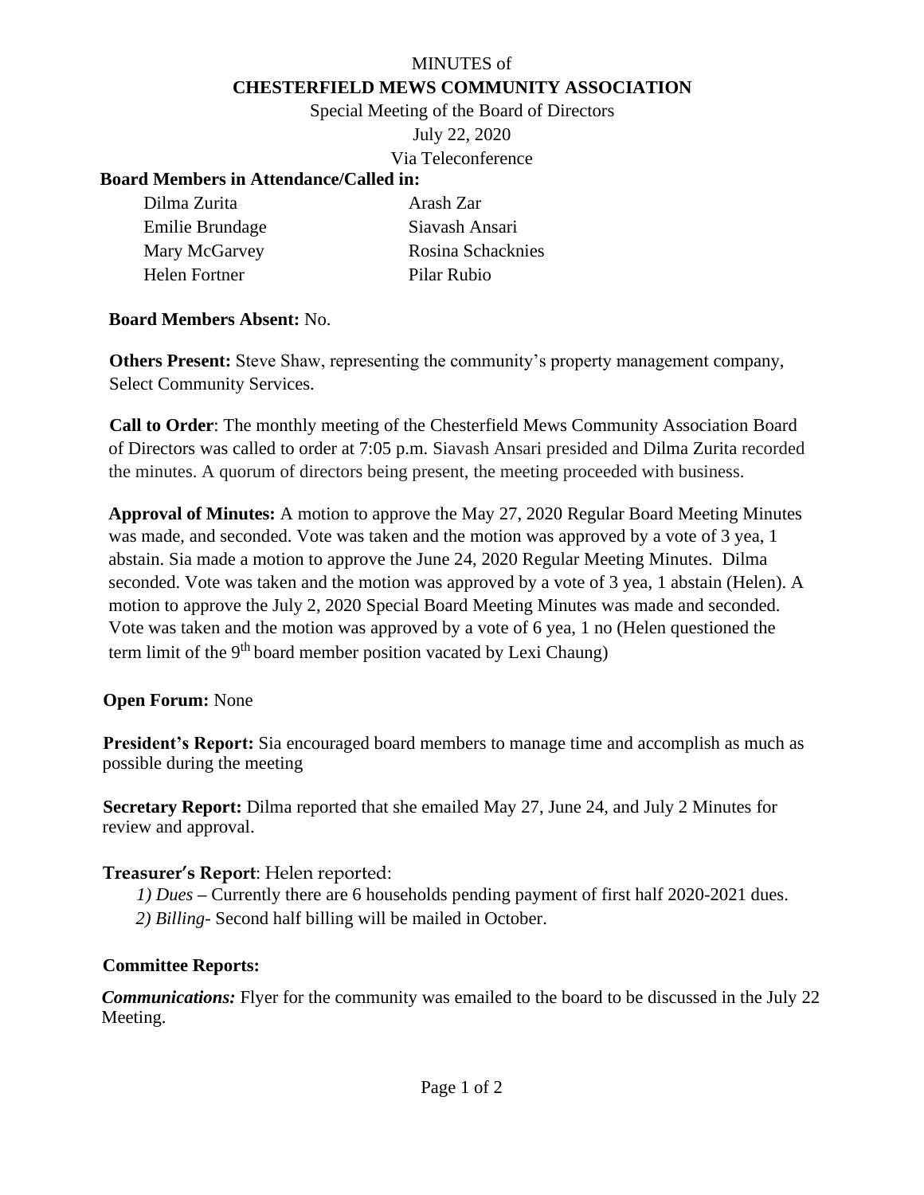# MINUTES of
## CHESTERFIELD MEWS COMMUNITY ASSOCIATION

Special Meeting of the Board of Directors
July 22, 2020
Via Teleconference

**Board Members in Attendance/Called in:**

| | |
|---|---|
| Dilma Zurita | Arash Zar |
| Emilie Brundage | Siavash Ansari |
| Mary McGarvey | Rosina Schacknies |
| Helen Fortner | Pilar Rubio |

**Board Members Absent:** No.

**Others Present:** Steve Shaw, representing the community's property management company, Select Community Services.

**Call to Order**: The monthly meeting of the Chesterfield Mews Community Association Board of Directors was called to order at 7:05 p.m. Siavash Ansari presided and Dilma Zurita recorded the minutes. A quorum of directors being present, the meeting proceeded with business.

**Approval of Minutes:** A motion to approve the May 27, 2020 Regular Board Meeting Minutes was made, and seconded. Vote was taken and the motion was approved by a vote of 3 yea, 1 abstain. Sia made a motion to approve the June 24, 2020 Regular Meeting Minutes. Dilma seconded. Vote was taken and the motion was approved by a vote of 3 yea, 1 abstain (Helen). A motion to approve the July 2, 2020 Special Board Meeting Minutes was made and seconded. Vote was taken and the motion was approved by a vote of 6 yea, 1 no (Helen questioned the term limit of the 9th board member position vacated by Lexi Chaung)

**Open Forum:** None

**President's Report:** Sia encouraged board members to manage time and accomplish as much as possible during the meeting

**Secretary Report:** Dilma reported that she emailed May 27, June 24, and July 2 Minutes for review and approval.

**Treasurer's Report**: Helen reported:

*1) Dues* – Currently there are 6 households pending payment of first half 2020-2021 dues.
*2) Billing*- Second half billing will be mailed in October.

**Committee Reports:**

***Communications:*** Flyer for the community was emailed to the board to be discussed in the July 22 Meeting.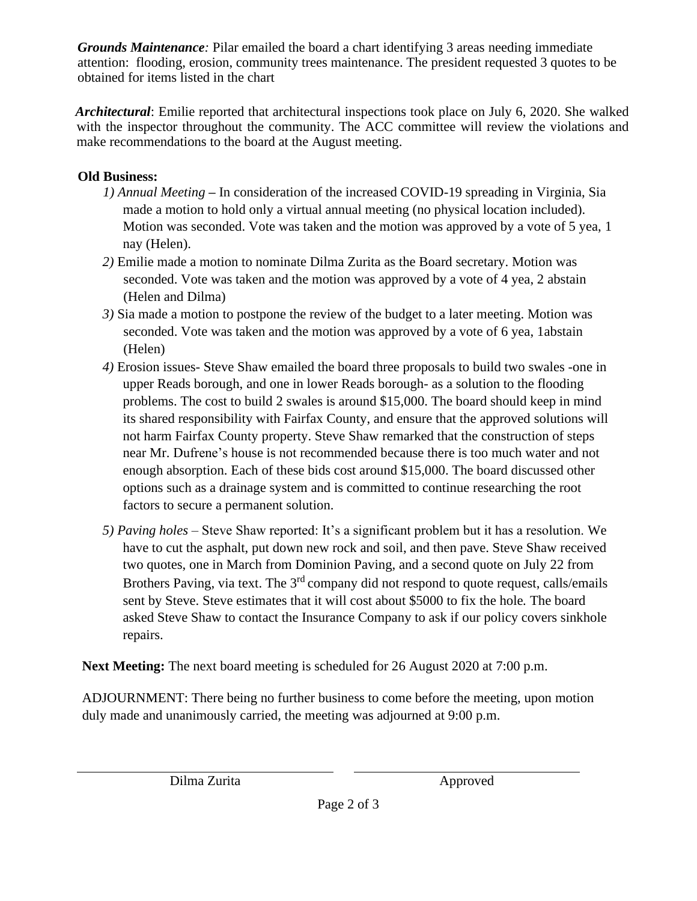***Grounds Maintenance**:* Pilar emailed the board a chart identifying 3 areas needing immediate attention: flooding, erosion, community trees maintenance. The president requested 3 quotes to be obtained for items listed in the chart

***Architectural***: Emilie reported that architectural inspections took place on July 6, 2020. She walked with the inspector throughout the community. The ACC committee will review the violations and make recommendations to the board at the August meeting.

**Old Business:**

*1) Annual Meeting* – In consideration of the increased COVID-19 spreading in Virginia, Sia made a motion to hold only a virtual annual meeting (no physical location included). Motion was seconded. Vote was taken and the motion was approved by a vote of 5 yea, 1 nay (Helen).

*2)* Emilie made a motion to nominate Dilma Zurita as the Board secretary. Motion was seconded. Vote was taken and the motion was approved by a vote of 4 yea, 2 abstain (Helen and Dilma)

*3)* Sia made a motion to postpone the review of the budget to a later meeting. Motion was seconded. Vote was taken and the motion was approved by a vote of 6 yea, 1abstain (Helen)

*4)* Erosion issues- Steve Shaw emailed the board three proposals to build two swales -one in upper Reads borough, and one in lower Reads borough- as a solution to the flooding problems. The cost to build 2 swales is around $15,000. The board should keep in mind its shared responsibility with Fairfax County, and ensure that the approved solutions will not harm Fairfax County property. Steve Shaw remarked that the construction of steps near Mr. Dufrene's house is not recommended because there is too much water and not enough absorption. Each of these bids cost around $15,000. The board discussed other options such as a drainage system and is committed to continue researching the root factors to secure a permanent solution.

*5) Paving holes* – Steve Shaw reported: It's a significant problem but it has a resolution. We have to cut the asphalt, put down new rock and soil, and then pave. Steve Shaw received two quotes, one in March from Dominion Paving, and a second quote on July 22 from Brothers Paving, via text. The 3rd company did not respond to quote request, calls/emails sent by Steve. Steve estimates that it will cost about $5000 to fix the hole. The board asked Steve Shaw to contact the Insurance Company to ask if our policy covers sinkhole repairs.

**Next Meeting:** The next board meeting is scheduled for 26 August 2020 at 7:00 p.m.

ADJOURNMENT: There being no further business to come before the meeting, upon motion duly made and unanimously carried, the meeting was adjourned at 9:00 p.m.

\_\_\_\_\_\_\_\_\_\_\_\_\_\_\_\_\_\_\_\_\_\_\_\_\_\_\_\_\_\_ \_\_\_\_\_\_\_\_\_\_\_\_\_\_\_\_\_\_\_\_\_\_\_\_\_\_\_\_\_\_

Dilma Zurita Approved